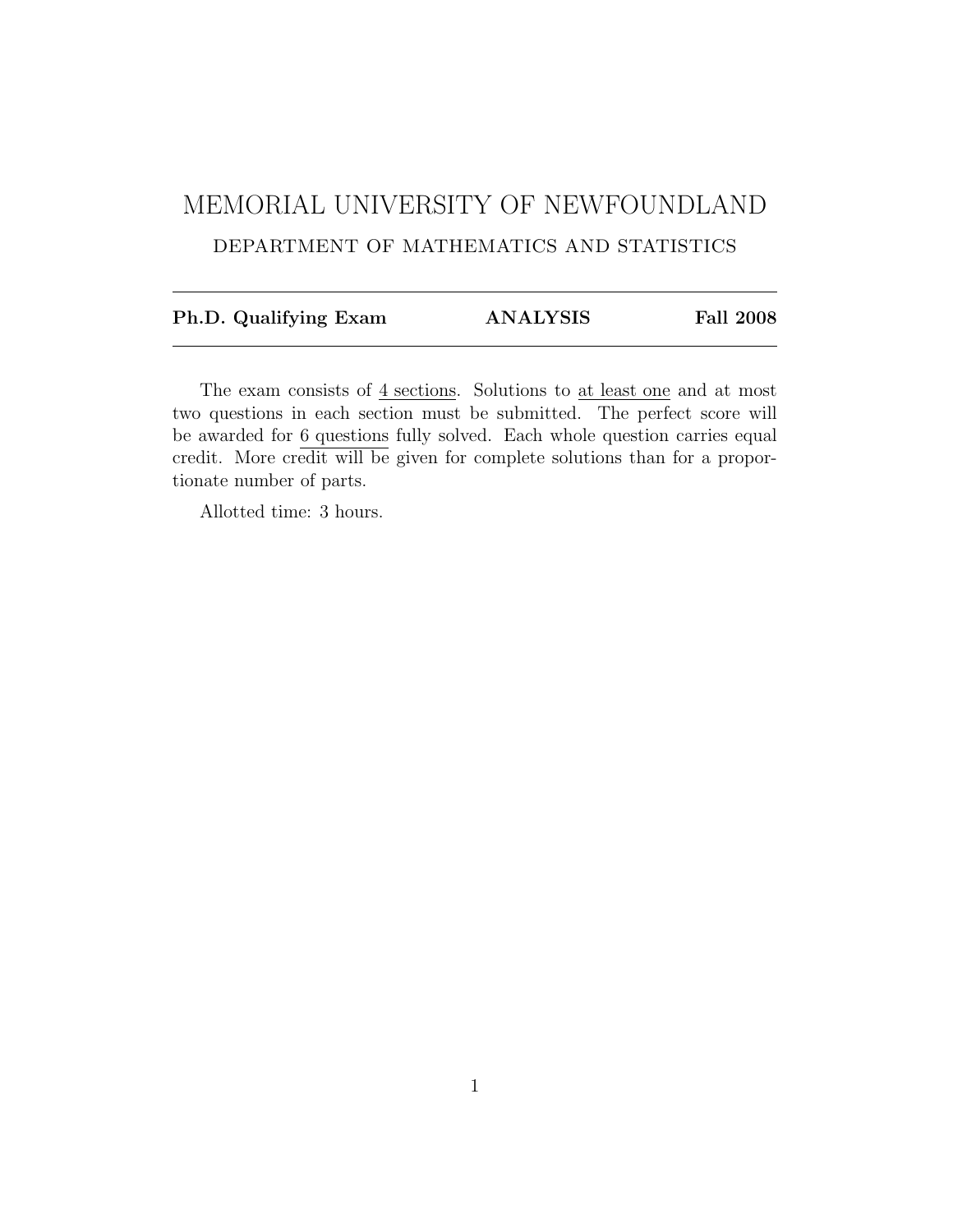# MEMORIAL UNIVERSITY OF NEWFOUNDLAND

## DEPARTMENT OF MATHEMATICS AND STATISTICS

---

**Ph.D. Qualifying Exam** **ANALYSIS** **Fall 2008**

---

The exam consists of 4 sections. Solutions to at least one and at most two questions in each section must be submitted. The perfect score will be awarded for 6 questions fully solved. Each whole question carries equal credit. More credit will be given for complete solutions than for a proportionate number of parts.

Allotted time: 3 hours.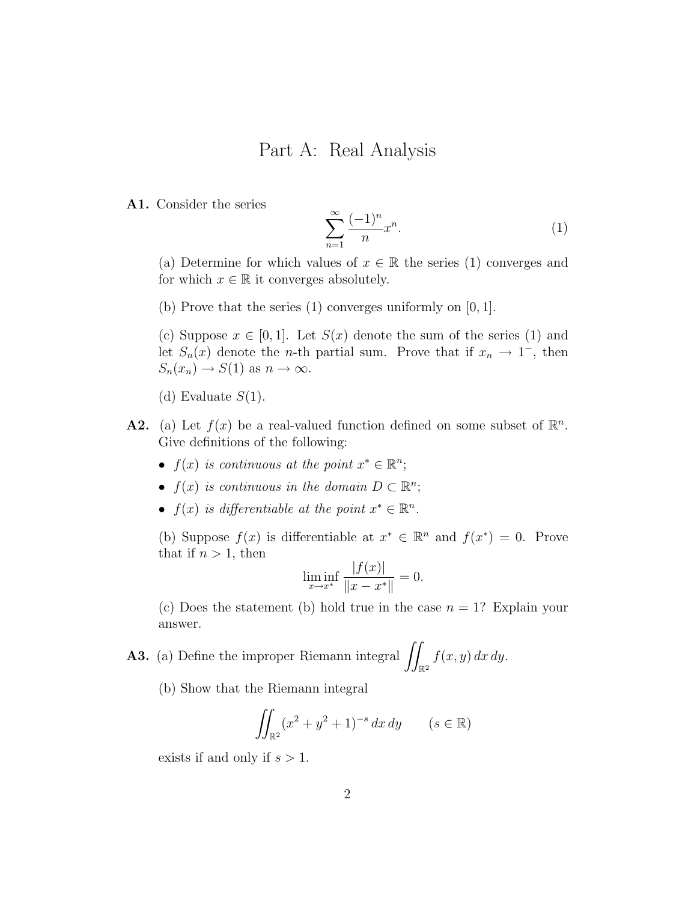# Part A: Real Analysis

**A1.** Consider the series

$$\sum_{n=1}^{\infty} \frac{(-1)^n}{n} x^n. \tag{1}$$

(a) Determine for which values of $x \in \mathbb{R}$ the series (1) converges and for which $x \in \mathbb{R}$ it converges absolutely.

(b) Prove that the series (1) converges uniformly on $[0, 1]$.

(c) Suppose $x \in [0, 1]$. Let $S(x)$ denote the sum of the series (1) and let $S_n(x)$ denote the $n$-th partial sum. Prove that if $x_n \to 1^-$, then $S_n(x_n) \to S(1)$ as $n \to \infty$.

(d) Evaluate $S(1)$.

**A2.** (a) Let $f(x)$ be a real-valued function defined on some subset of $\mathbb{R}^n$. Give definitions of the following:

- *$f(x)$ is continuous at the point $x^* \in \mathbb{R}^n$;*
- *$f(x)$ is continuous in the domain $D \subset \mathbb{R}^n$;*
- *$f(x)$ is differentiable at the point $x^* \in \mathbb{R}^n$.*

(b) Suppose $f(x)$ is differentiable at $x^* \in \mathbb{R}^n$ and $f(x^*) = 0$. Prove that if $n > 1$, then

$$\liminf_{x \to x^*} \frac{|f(x)|}{\|x - x^*\|} = 0.$$

(c) Does the statement (b) hold true in the case $n = 1$? Explain your answer.

**A3.** (a) Define the improper Riemann integral $\displaystyle\iint_{\mathbb{R}^2} f(x, y)\, dx\, dy$.

(b) Show that the Riemann integral

$$\iint_{\mathbb{R}^2} (x^2 + y^2 + 1)^{-s}\, dx\, dy \qquad (s \in \mathbb{R})$$

exists if and only if $s > 1$.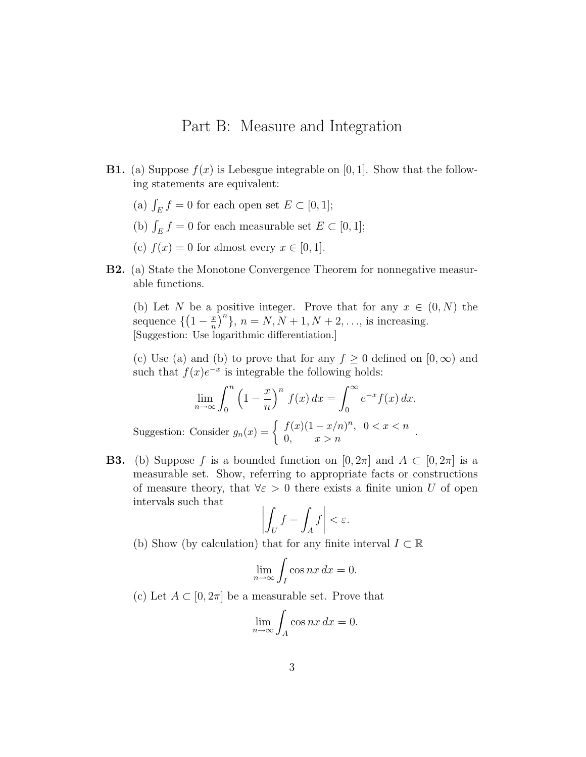# Part B: Measure and Integration

**B1.** (a) Suppose $f(x)$ is Lebesgue integrable on $[0,1]$. Show that the following statements are equivalent:

(a) $\int_E f = 0$ for each open set $E \subset [0,1]$;

(b) $\int_E f = 0$ for each measurable set $E \subset [0,1]$;

(c) $f(x) = 0$ for almost every $x \in [0,1]$.

**B2.** (a) State the Monotone Convergence Theorem for nonnegative measurable functions.

(b) Let $N$ be a positive integer. Prove that for any $x \in (0, N)$ the sequence $\{\left(1 - \frac{x}{n}\right)^n\}$, $n = N, N+1, N+2, \ldots$, is increasing.
[Suggestion: Use logarithmic differentiation.]

(c) Use (a) and (b) to prove that for any $f \geq 0$ defined on $[0, \infty)$ and such that $f(x)e^{-x}$ is integrable the following holds:

$$\lim_{n\to\infty} \int_0^n \left(1 - \frac{x}{n}\right)^n f(x)\,dx = \int_0^\infty e^{-x} f(x)\,dx.$$

Suggestion: Consider $g_n(x) = \begin{cases} f(x)(1 - x/n)^n, & 0 < x < n \\ 0, & x > n \end{cases}$.

**B3.** (b) Suppose $f$ is a bounded function on $[0, 2\pi]$ and $A \subset [0, 2\pi]$ is a measurable set. Show, referring to appropriate facts or constructions of measure theory, that $\forall \varepsilon > 0$ there exists a finite union $U$ of open intervals such that

$$\left| \int_U f - \int_A f \right| < \varepsilon.$$

(b) Show (by calculation) that for any finite interval $I \subset \mathbb{R}$

$$\lim_{n\to\infty} \int_I \cos nx\,dx = 0.$$

(c) Let $A \subset [0, 2\pi]$ be a measurable set. Prove that

$$\lim_{n\to\infty} \int_A \cos nx\,dx = 0.$$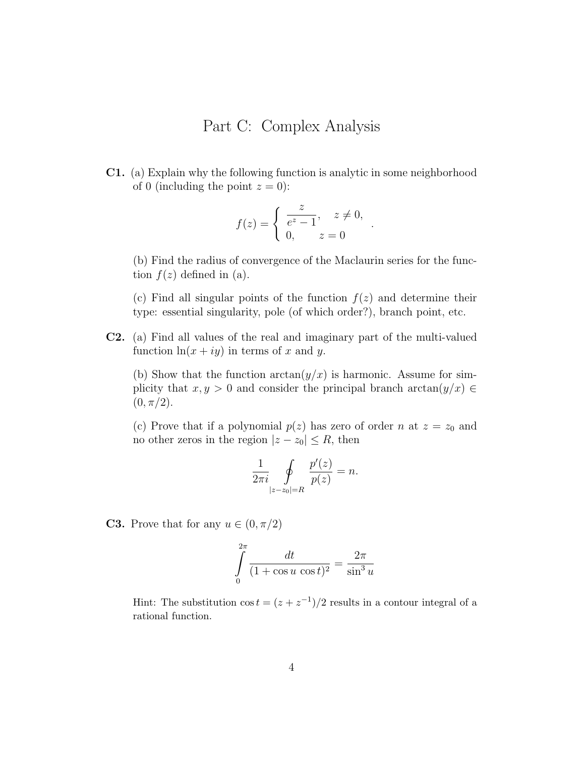# Part C: Complex Analysis

**C1.** (a) Explain why the following function is analytic in some neighborhood of 0 (including the point $z = 0$):

$$f(z) = \begin{cases} \dfrac{z}{e^z - 1}, & z \neq 0, \\ 0, & z = 0 \end{cases}.$$

(b) Find the radius of convergence of the Maclaurin series for the function $f(z)$ defined in (a).

(c) Find all singular points of the function $f(z)$ and determine their type: essential singularity, pole (of which order?), branch point, etc.

**C2.** (a) Find all values of the real and imaginary part of the multi-valued function $\ln(x + iy)$ in terms of $x$ and $y$.

(b) Show that the function $\arctan(y/x)$ is harmonic. Assume for simplicity that $x, y > 0$ and consider the principal branch $\arctan(y/x) \in (0, \pi/2)$.

(c) Prove that if a polynomial $p(z)$ has zero of order $n$ at $z = z_0$ and no other zeros in the region $|z - z_0| \leq R$, then

$$\frac{1}{2\pi i} \oint\limits_{|z-z_0|=R} \frac{p'(z)}{p(z)} = n.$$

**C3.** Prove that for any $u \in (0, \pi/2)$

$$\int\limits_0^{2\pi} \frac{dt}{(1 + \cos u \, \cos t)^2} = \frac{2\pi}{\sin^3 u}$$

Hint: The substitution $\cos t = (z + z^{-1})/2$ results in a contour integral of a rational function.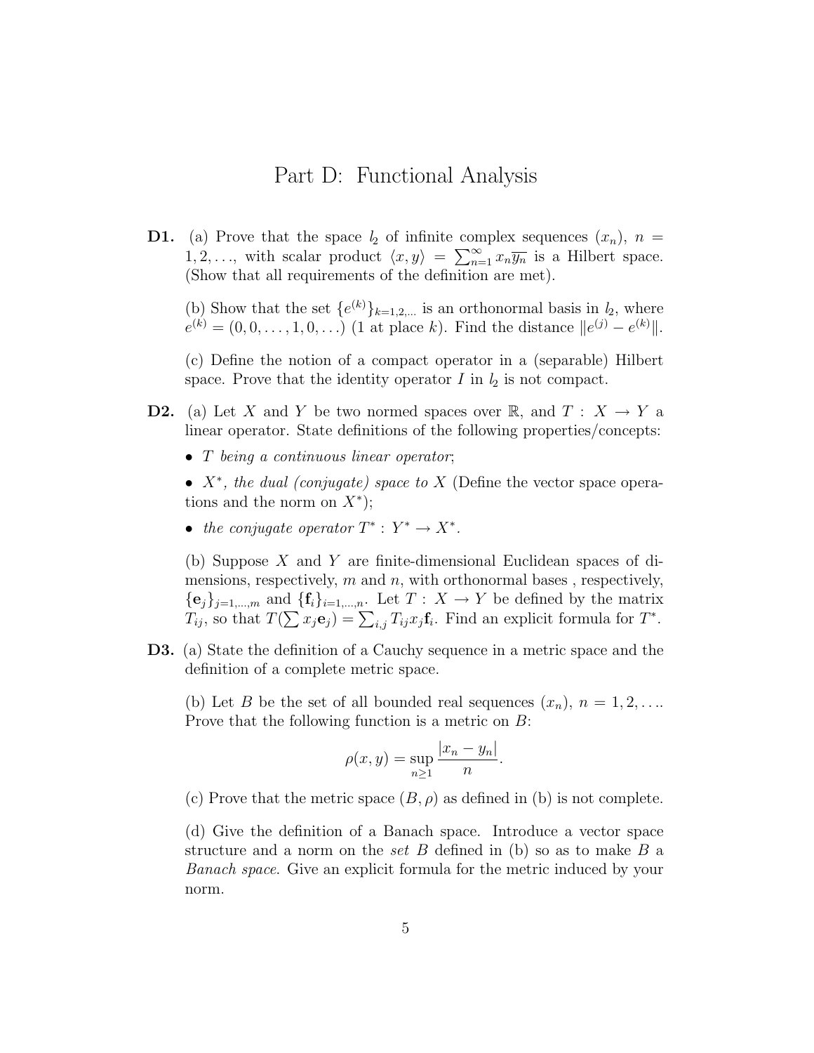# Part D: Functional Analysis

**D1.** (a) Prove that the space $l_2$ of infinite complex sequences $(x_n)$, $n = 1, 2, \ldots$, with scalar product $\langle x, y\rangle = \sum_{n=1}^{\infty} x_n \overline{y_n}$ is a Hilbert space. (Show that all requirements of the definition are met).

(b) Show that the set $\{e^{(k)}\}_{k=1,2,\ldots}$ is an orthonormal basis in $l_2$, where $e^{(k)} = (0, 0, \ldots, 1, 0, \ldots)$ (1 at place $k$). Find the distance $\|e^{(j)} - e^{(k)}\|$.

(c) Define the notion of a compact operator in a (separable) Hilbert space. Prove that the identity operator $I$ in $l_2$ is not compact.

**D2.** (a) Let $X$ and $Y$ be two normed spaces over $\mathbb{R}$, and $T : X \to Y$ a linear operator. State definitions of the following properties/concepts:

- *$T$ being a continuous linear operator*;
- *$X^*$, the dual (conjugate) space to $X$* (Define the vector space operations and the norm on $X^*$);
- *the conjugate operator $T^* : Y^* \to X^*$*.

(b) Suppose $X$ and $Y$ are finite-dimensional Euclidean spaces of dimensions, respectively, $m$ and $n$, with orthonormal bases , respectively, $\{\mathbf{e}_j\}_{j=1,\ldots,m}$ and $\{\mathbf{f}_i\}_{i=1,\ldots,n}$. Let $T : X \to Y$ be defined by the matrix $T_{ij}$, so that $T(\sum x_j \mathbf{e}_j) = \sum_{i,j} T_{ij} x_j \mathbf{f}_i$. Find an explicit formula for $T^*$.

**D3.** (a) State the definition of a Cauchy sequence in a metric space and the definition of a complete metric space.

(b) Let $B$ be the set of all bounded real sequences $(x_n)$, $n = 1, 2, \ldots$. Prove that the following function is a metric on $B$:

$$\rho(x, y) = \sup_{n \geq 1} \frac{|x_n - y_n|}{n}.$$

(c) Prove that the metric space $(B, \rho)$ as defined in (b) is not complete.

(d) Give the definition of a Banach space. Introduce a vector space structure and a norm on the *set* $B$ defined in (b) so as to make $B$ a *Banach space*. Give an explicit formula for the metric induced by your norm.